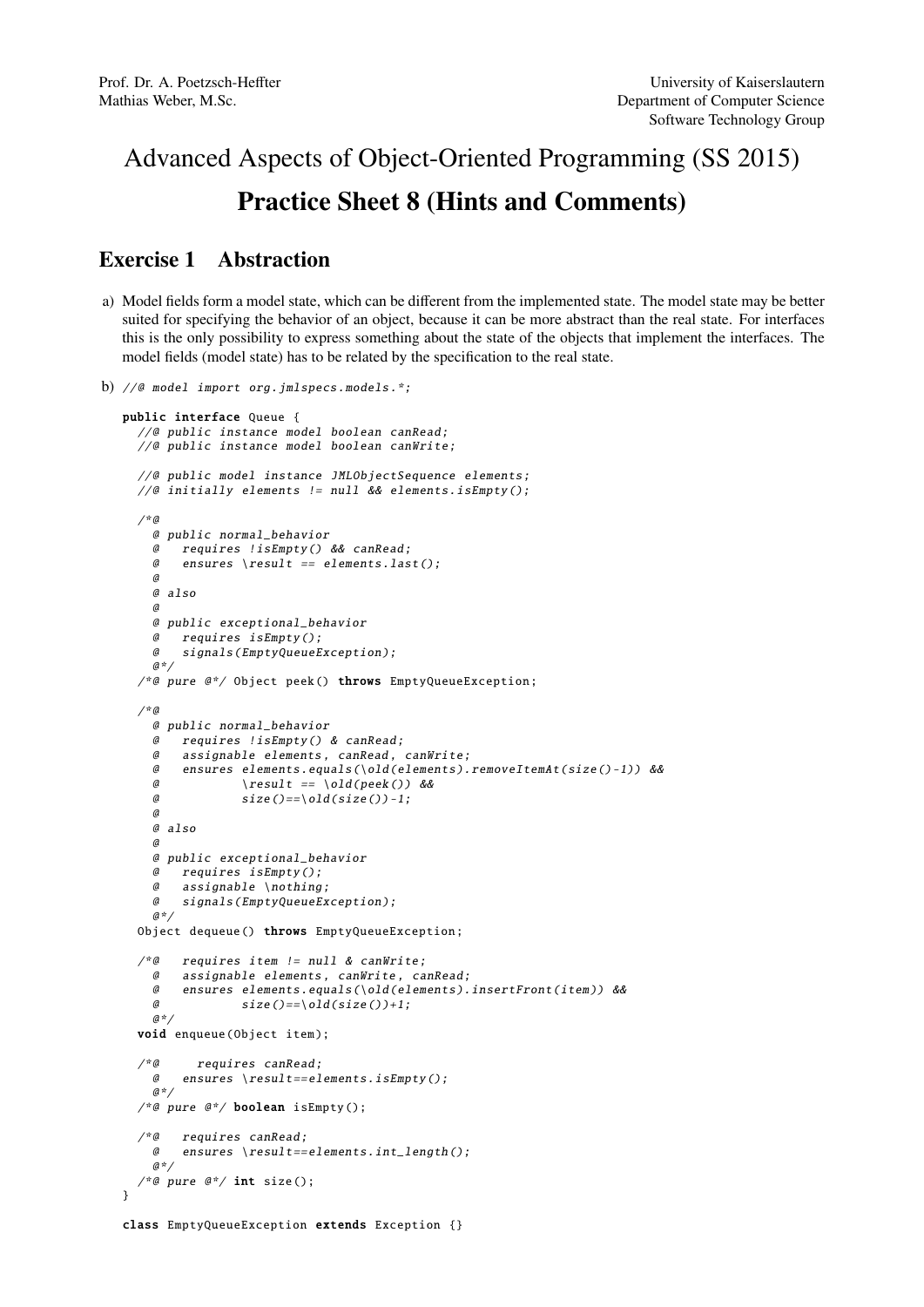Prof. Dr. A. Poetzsch-Heffter
Mathias Weber, M.Sc.

University of Kaiserslautern
Department of Computer Science
Software Technology Group

# Advanced Aspects of Object-Oriented Programming (SS 2015)

# Practice Sheet 8 (Hints and Comments)

## Exercise 1 Abstraction

a) Model fields form a model state, which can be different from the implemented state. The model state may be better suited for specifying the behavior of an object, because it can be more abstract than the real state. For interfaces this is the only possibility to express something about the state of the objects that implement the interfaces. The model fields (model state) has to be related by the specification to the real state.

b)
```
//@ model import org.jmlspecs.models.*;

public interface Queue {
  //@ public instance model boolean canRead;
  //@ public instance model boolean canWrite;

  //@ public model instance JMLObjectSequence elements;
  //@ initially elements != null && elements.isEmpty();

  /*@
    @ public normal_behavior
    @   requires !isEmpty() && canRead;
    @   ensures \result == elements.last();
    @
    @ also
    @
    @ public exceptional_behavior
    @   requires isEmpty();
    @   signals(EmptyQueueException);
    @*/
  /*@ pure @*/ Object peek() throws EmptyQueueException;

  /*@
    @ public normal_behavior
    @   requires !isEmpty() & canRead;
    @   assignable elements, canRead, canWrite;
    @   ensures elements.equals(\old(elements).removeItemAt(size()-1)) &&
    @           \result == \old(peek()) &&
    @           size()==\old(size())-1;
    @
    @ also
    @
    @ public exceptional_behavior
    @   requires isEmpty();
    @   assignable \nothing;
    @   signals(EmptyQueueException);
    @*/
  Object dequeue() throws EmptyQueueException;

  /*@   requires item != null & canWrite;
    @   assignable elements, canWrite, canRead;
    @   ensures elements.equals(\old(elements).insertFront(item)) &&
    @           size()==\old(size())+1;
    @*/
  void enqueue(Object item);

  /*@     requires canRead;
    @   ensures \result==elements.isEmpty();
    @*/
  /*@ pure @*/ boolean isEmpty();

  /*@   requires canRead;
    @   ensures \result==elements.int_length();
    @*/
  /*@ pure @*/ int size();
}

class EmptyQueueException extends Exception {}
```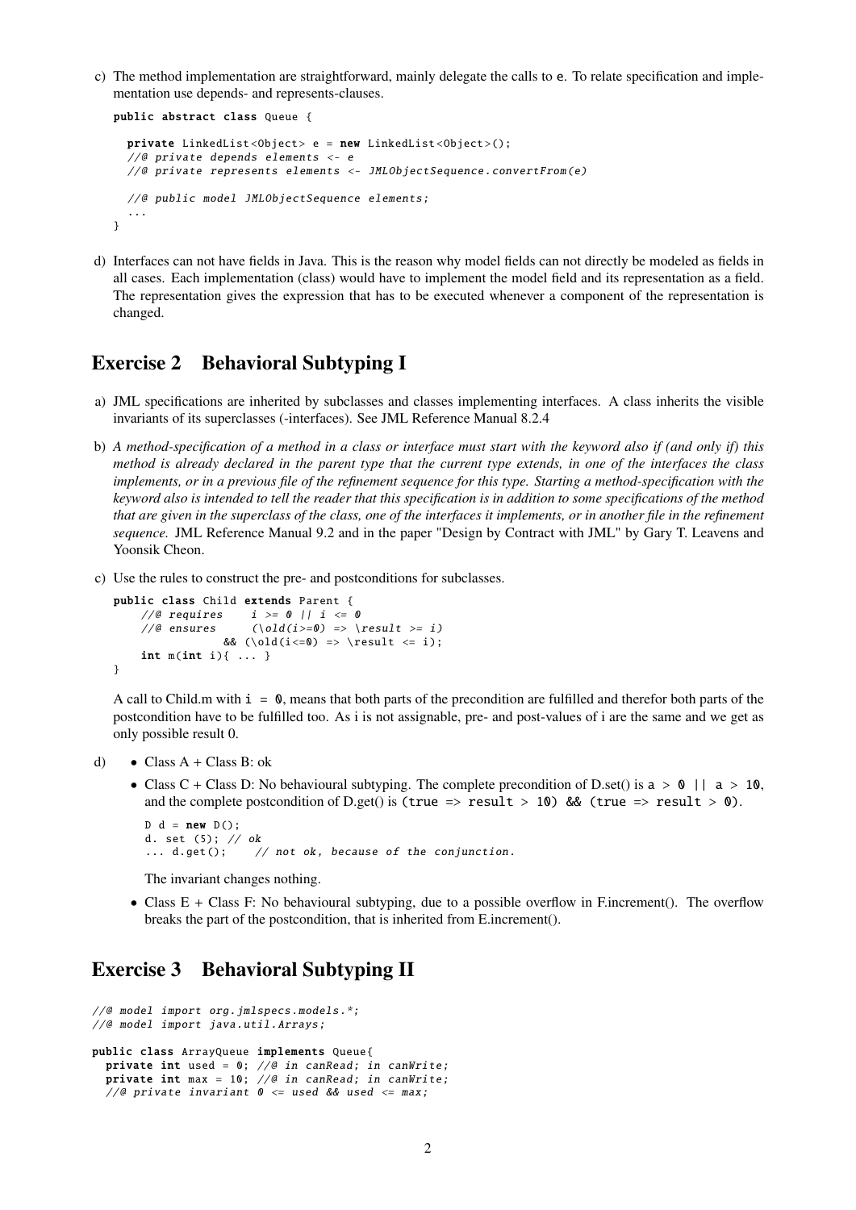c) The method implementation are straightforward, mainly delegate the calls to `e`. To relate specification and implementation use depends- and represents-clauses.

```
public abstract class Queue {

  private LinkedList<Object> e = new LinkedList<Object>();
  //@ private depends elements <- e
  //@ private represents elements <- JMLObjectSequence.convertFrom(e)

  //@ public model JMLObjectSequence elements;
  ...
}
```

d) Interfaces can not have fields in Java. This is the reason why model fields can not directly be modeled as fields in all cases. Each implementation (class) would have to implement the model field and its representation as a field. The representation gives the expression that has to be executed whenever a component of the representation is changed.

## Exercise 2 Behavioral Subtyping I

a) JML specifications are inherited by subclasses and classes implementing interfaces. A class inherits the visible invariants of its superclasses (-interfaces). See JML Reference Manual 8.2.4

b) *A method-specification of a method in a class or interface must start with the keyword also if (and only if) this method is already declared in the parent type that the current type extends, in one of the interfaces the class implements, or in a previous file of the refinement sequence for this type. Starting a method-specification with the keyword also is intended to tell the reader that this specification is in addition to some specifications of the method that are given in the superclass of the class, one of the interfaces it implements, or in another file in the refinement sequence.* JML Reference Manual 9.2 and in the paper "Design by Contract with JML" by Gary T. Leavens and Yoonsik Cheon.

c) Use the rules to construct the pre- and postconditions for subclasses.

```
public class Child extends Parent {
    //@ requires    i >= 0 || i <= 0
    //@ ensures     (\old(i>=0) => \result >= i)
                && (\old(i<=0) => \result <= i);
    int m(int i){ ... }
}
```

A call to Child.m with `i = 0`, means that both parts of the precondition are fulfilled and therefor both parts of the postcondition have to be fulfilled too. As i is not assignable, pre- and post-values of i are the same and we get as only possible result 0.

d)
- Class A + Class B: ok
- Class C + Class D: No behavioural subtyping. The complete precondition of D.set() is `a > 0 || a > 10`, and the complete postcondition of D.get() is `(true => result > 10) && (true => result > 0)`.

  ```
  D d = new D();
  d. set (5); // ok
  ... d.get();    // not ok, because of the conjunction.
  ```

  The invariant changes nothing.
- Class E + Class F: No behavioural subtyping, due to a possible overflow in F.increment(). The overflow breaks the part of the postcondition, that is inherited from E.increment().

## Exercise 3 Behavioral Subtyping II

```
//@ model import org.jmlspecs.models.*;
//@ model import java.util.Arrays;

public class ArrayQueue implements Queue{
  private int used = 0; //@ in canRead; in canWrite;
  private int max = 10; //@ in canRead; in canWrite;
  //@ private invariant 0 <= used && used <= max;
```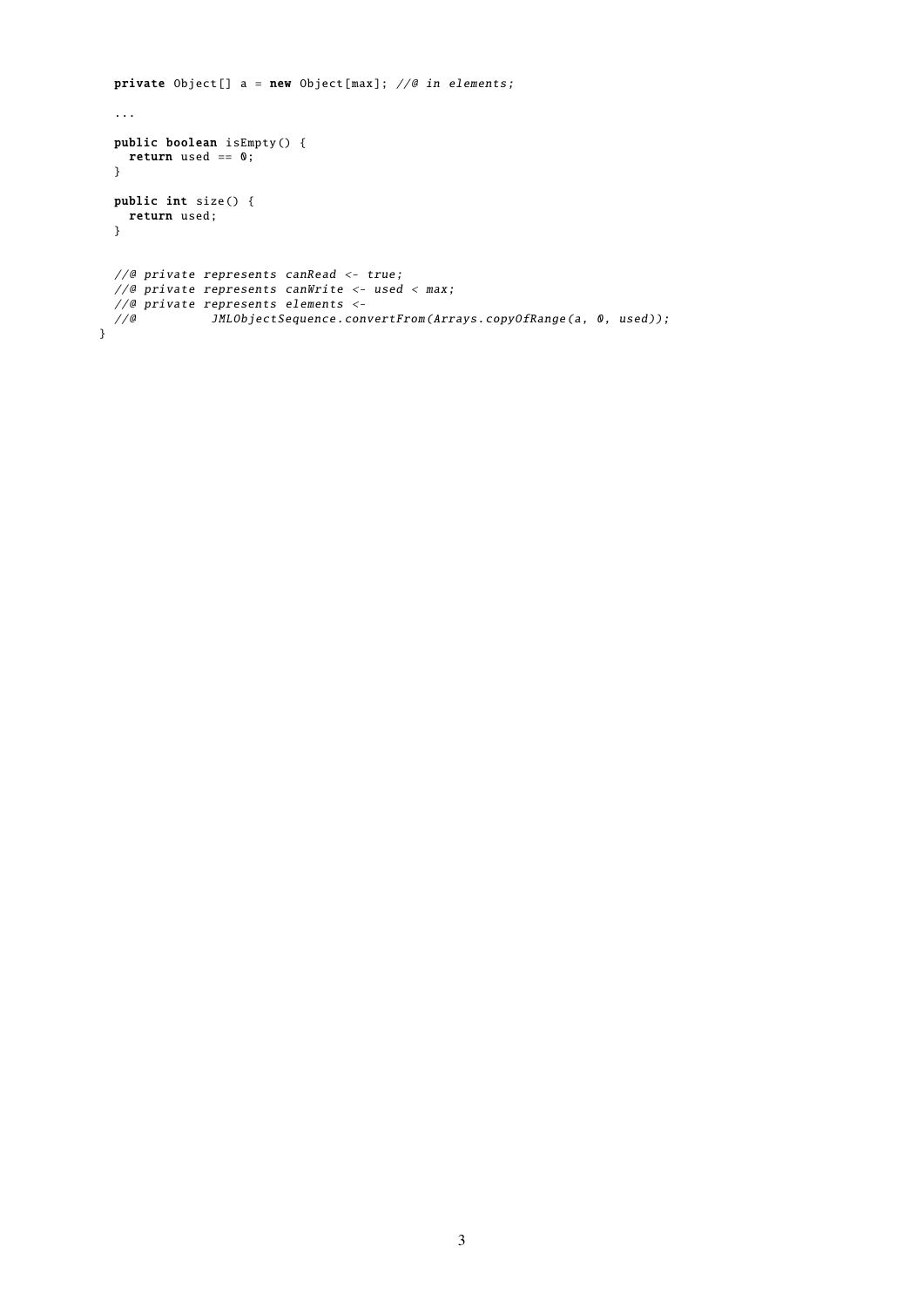```java
  private Object[] a = new Object[max]; //@ in elements;

  ...

  public boolean isEmpty() {
    return used == 0;
  }

  public int size() {
    return used;
  }


  //@ private represents canRead <- true;
  //@ private represents canWrite <- used < max;
  //@ private represents elements <-
  //@           JMLObjectSequence.convertFrom(Arrays.copyOfRange(a, 0, used));
}
```